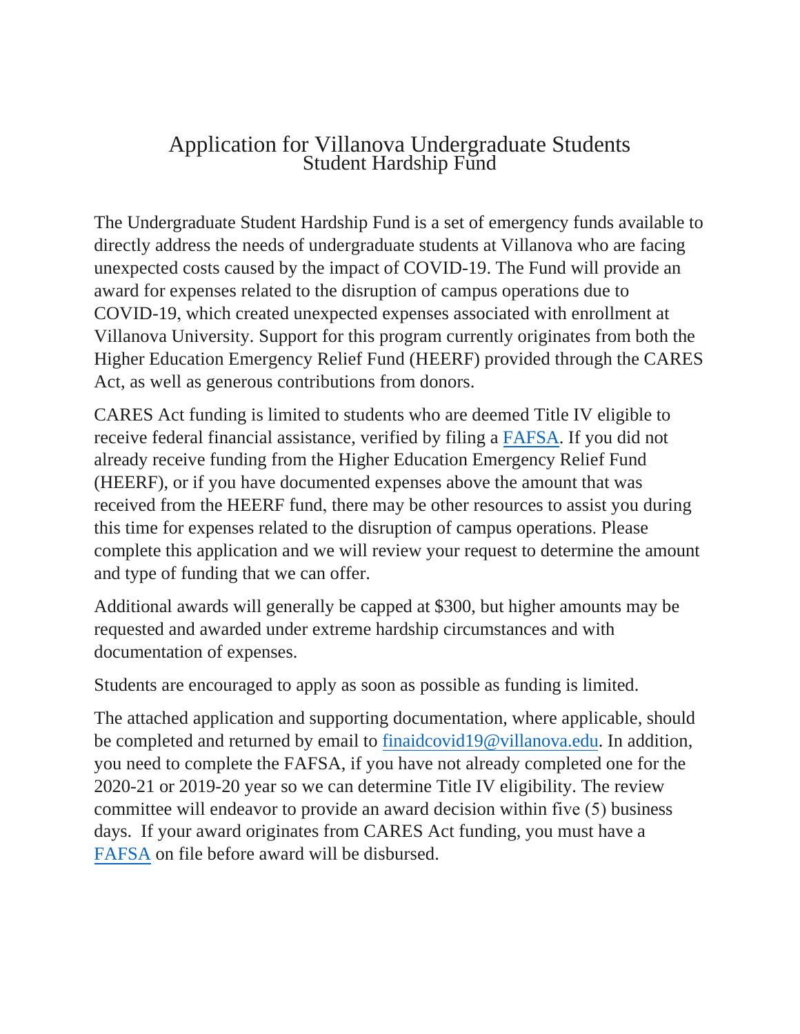# Application for Villanova Undergraduate Students
## Student Hardship Fund

The Undergraduate Student Hardship Fund is a set of emergency funds available to directly address the needs of undergraduate students at Villanova who are facing unexpected costs caused by the impact of COVID-19. The Fund will provide an award for expenses related to the disruption of campus operations due to COVID-19, which created unexpected expenses associated with enrollment at Villanova University. Support for this program currently originates from both the Higher Education Emergency Relief Fund (HEERF) provided through the CARES Act, as well as generous contributions from donors.

CARES Act funding is limited to students who are deemed Title IV eligible to receive federal financial assistance, verified by filing a [FAFSA](). If you did not already receive funding from the Higher Education Emergency Relief Fund (HEERF), or if you have documented expenses above the amount that was received from the HEERF fund, there may be other resources to assist you during this time for expenses related to the disruption of campus operations. Please complete this application and we will review your request to determine the amount and type of funding that we can offer.

Additional awards will generally be capped at $300, but higher amounts may be requested and awarded under extreme hardship circumstances and with documentation of expenses.

Students are encouraged to apply as soon as possible as funding is limited.

The attached application and supporting documentation, where applicable, should be completed and returned by email to finaidcovid19@villanova.edu. In addition, you need to complete the FAFSA, if you have not already completed one for the 2020-21 or 2019-20 year so we can determine Title IV eligibility. The review committee will endeavor to provide an award decision within five (5) business days. If your award originates from CARES Act funding, you must have a [FAFSA]() on file before award will be disbursed.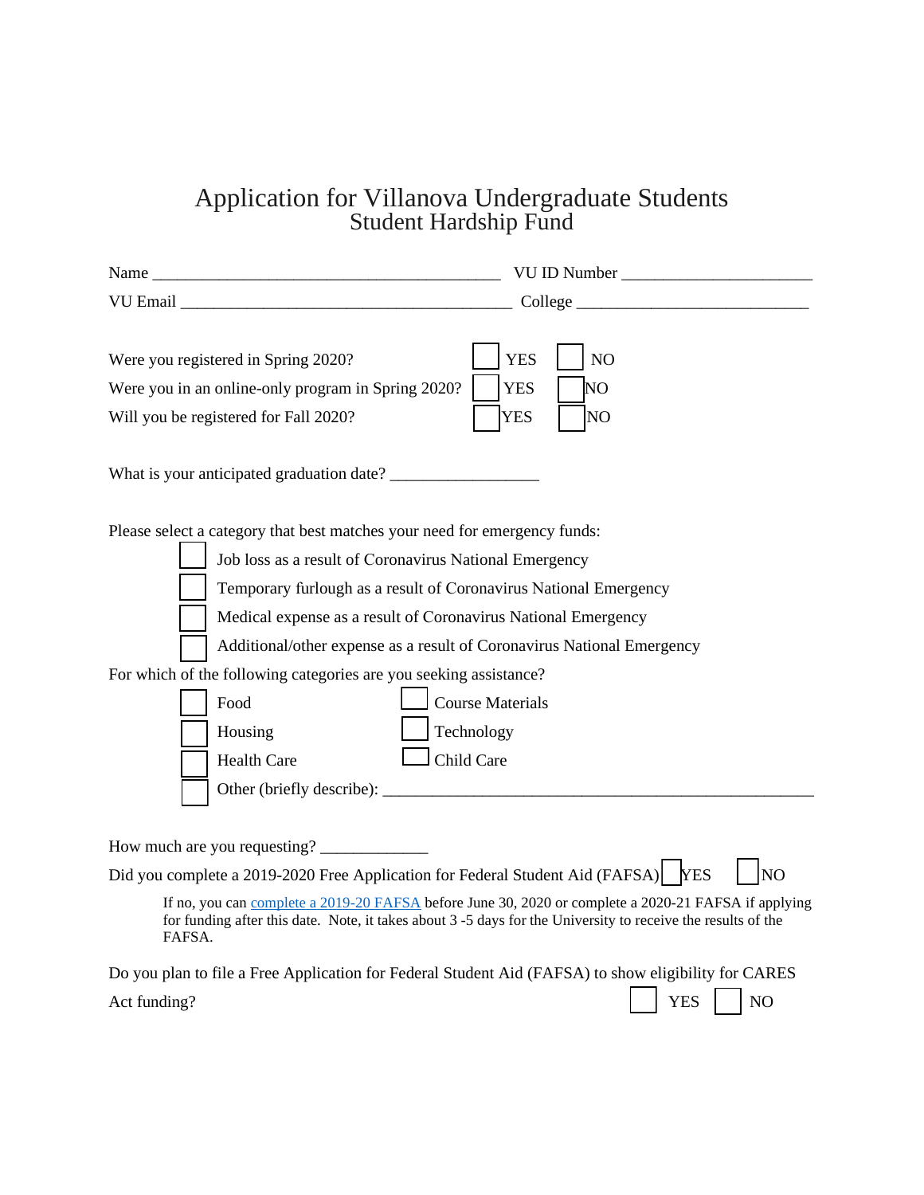# Application for Villanova Undergraduate Students
## Student Hardship Fund

Name ___________________________________________ VU ID Number _______________________

VU Email ________________________________________ College ____________________________

Were you registered in Spring 2020? ☐ YES ☐ NO

Were you in an online-only program in Spring 2020? ☐ YES ☐ NO

Will you be registered for Fall 2020? ☐ YES ☐ NO

What is your anticipated graduation date? __________________

Please select a category that best matches your need for emergency funds:

- ☐ Job loss as a result of Coronavirus National Emergency
- ☐ Temporary furlough as a result of Coronavirus National Emergency
- ☐ Medical expense as a result of Coronavirus National Emergency
- ☐ Additional/other expense as a result of Coronavirus National Emergency

For which of the following categories are you seeking assistance?

- ☐ Food
- ☐ Housing
- ☐ Health Care
- ☐ Course Materials
- ☐ Technology
- ☐ Child Care
- ☐ Other (briefly describe): ______________________________________________________

How much are you requesting? _____________

Did you complete a 2019-2020 Free Application for Federal Student Aid (FAFSA) ☐ YES ☐ NO

If no, you can [complete a 2019-20 FAFSA](complete a 2019-20 FAFSA) before June 30, 2020 or complete a 2020-21 FAFSA if applying for funding after this date. Note, it takes about 3 -5 days for the University to receive the results of the FAFSA.

Do you plan to file a Free Application for Federal Student Aid (FAFSA) to show eligibility for CARES Act funding? ☐ YES ☐ NO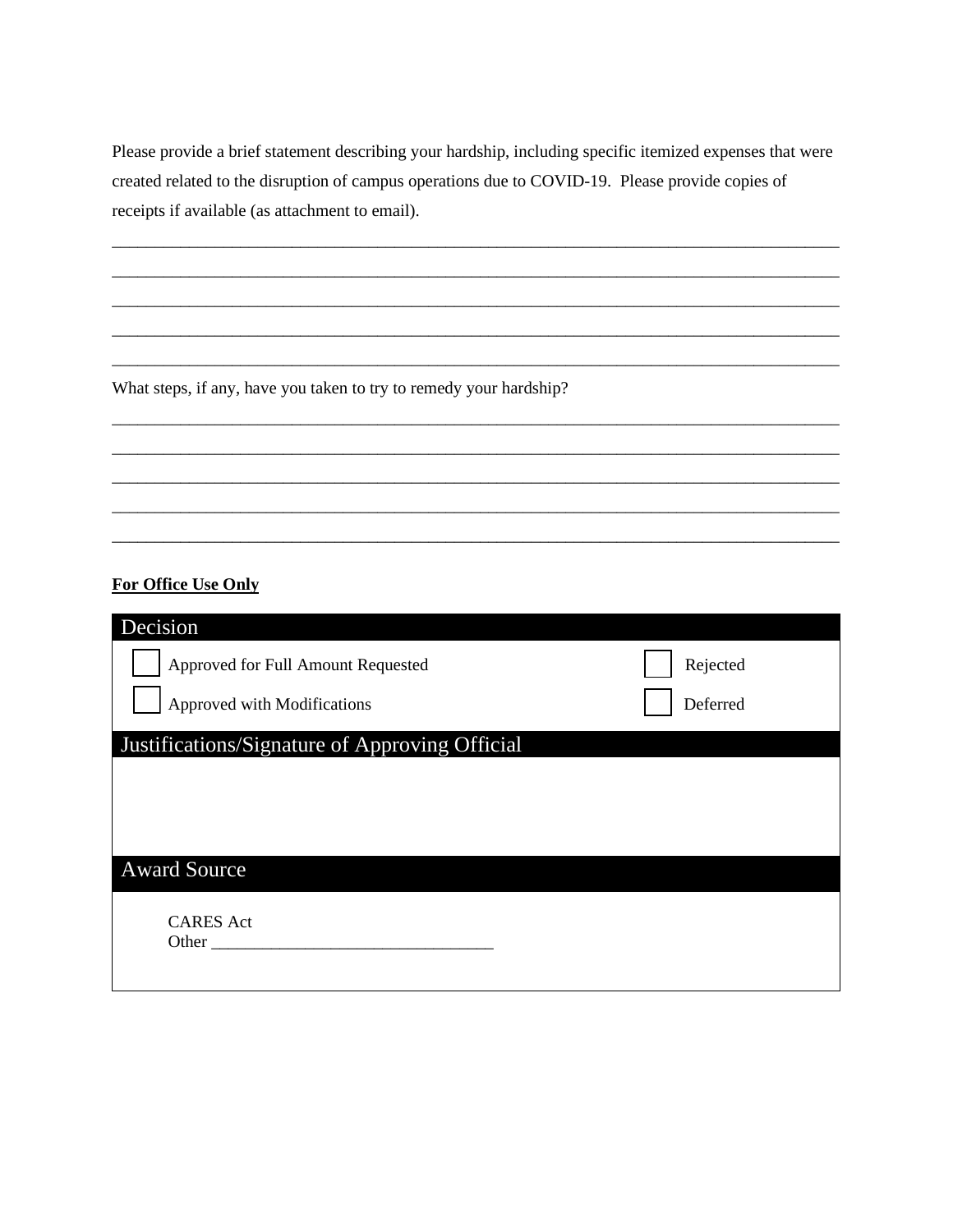Please provide a brief statement describing your hardship, including specific itemized expenses that were created related to the disruption of campus operations due to COVID-19. Please provide copies of receipts if available (as attachment to email).

_______________________________________________________________________________________

_______________________________________________________________________________________

_______________________________________________________________________________________

_______________________________________________________________________________________

_______________________________________________________________________________________

What steps, if any, have you taken to try to remedy your hardship?

_______________________________________________________________________________________

_______________________________________________________________________________________

_______________________________________________________________________________________

_______________________________________________________________________________________

_______________________________________________________________________________________

**For Office Use Only**

| Decision | |
|---|---|
| ☐ Approved for Full Amount Requested | ☐ Rejected |
| ☐ Approved with Modifications | ☐ Deferred |
| **Justifications/Signature of Approving Official** | |
| | |
| **Award Source** | |
| CARES Act<br>Other _______________________________ | |